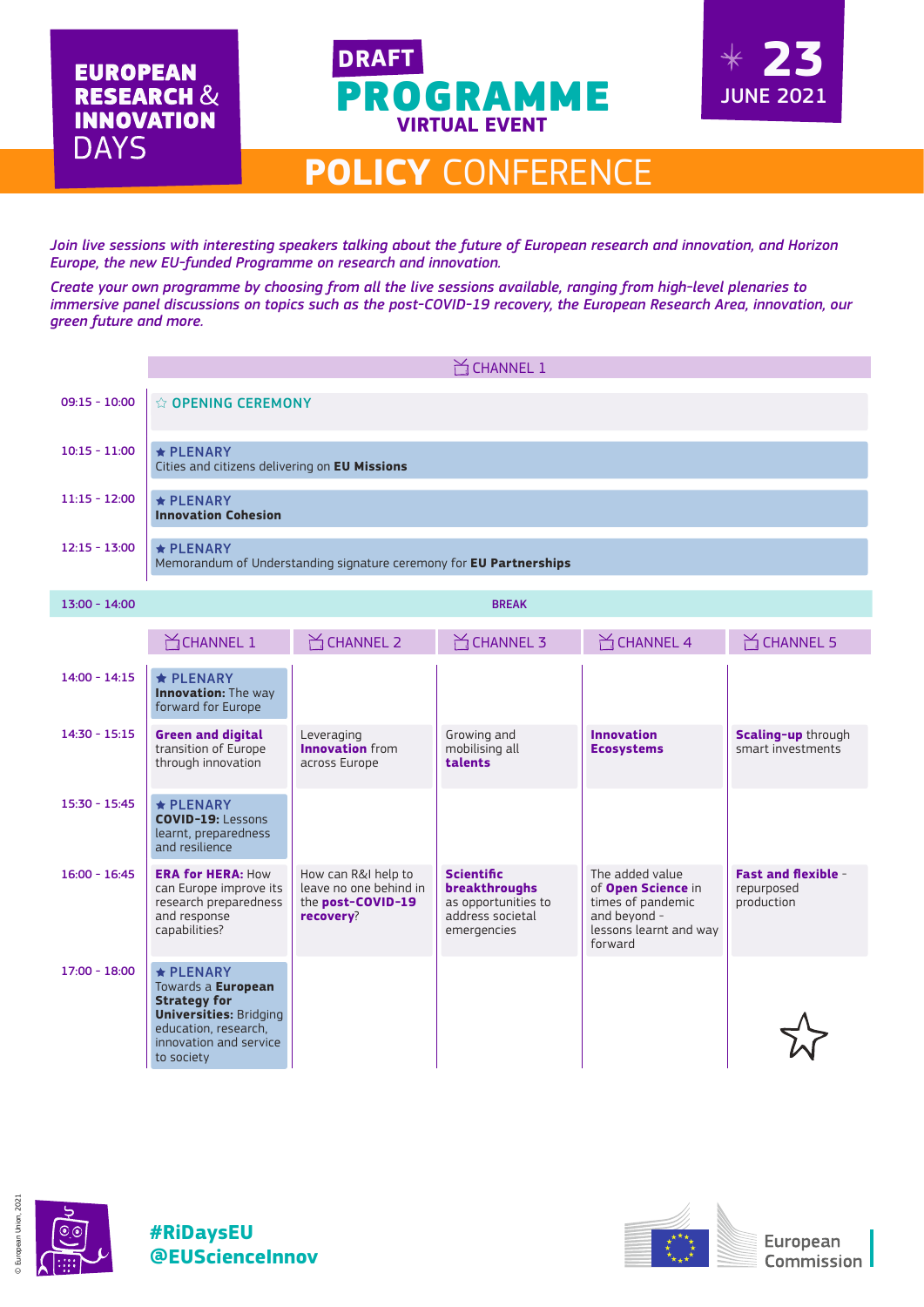# EUROPEAN RESEARCH & INNOVATION DAYS

## DRAFT PROGRAMME
### VIRTUAL EVENT

**23 JUNE 2021**

# POLICY CONFERENCE

*Join live sessions with interesting speakers talking about the future of European research and innovation, and Horizon Europe, the new EU-funded Programme on research and innovation.*

*Create your own programme by choosing from all the live sessions available, ranging from high-level plenaries to immersive panel discussions on topics such as the post-COVID-19 recovery, the European Research Area, innovation, our green future and more.*

| Time | CHANNEL 1 |
|---|---|
| 09:15 - 10:00 | ☆ OPENING CEREMONY |
| 10:15 - 11:00 | ★ PLENARY<br>Cities and citizens delivering on **EU Missions** |
| 11:15 - 12:00 | ★ PLENARY<br>**Innovation Cohesion** |
| 12:15 - 13:00 | ★ PLENARY<br>Memorandum of Understanding signature ceremony for **EU Partnerships** |
| 13:00 - 14:00 | BREAK |

| Time | CHANNEL 1 | CHANNEL 2 | CHANNEL 3 | CHANNEL 4 | CHANNEL 5 |
|---|---|---|---|---|---|
| 14:00 - 14:15 | ★ PLENARY<br>**Innovation:** The way forward for Europe | | | | |
| 14:30 - 15:15 | **Green and digital** transition of Europe through innovation | Leveraging **Innovation** from across Europe | Growing and mobilising all **talents** | **Innovation Ecosystems** | **Scaling-up** through smart investments |
| 15:30 - 15:45 | ★ PLENARY<br>**COVID-19:** Lessons learnt, preparedness and resilience | | | | |
| 16:00 - 16:45 | **ERA for HERA:** How can Europe improve its research preparedness and response capabilities? | How can R&I help to leave no one behind in the **post-COVID-19 recovery**? | **Scientific breakthroughs** as opportunities to address societal emergencies | The added value of **Open Science** in times of pandemic and beyond - lessons learnt and way forward | **Fast and flexible** - repurposed production |
| 17:00 - 18:00 | ★ PLENARY<br>Towards a **European Strategy for Universities:** Bridging education, research, innovation and service to society | | | | |

**#RiDaysEU**
**@EUScienceInnov**

European Commission

© European Union, 2021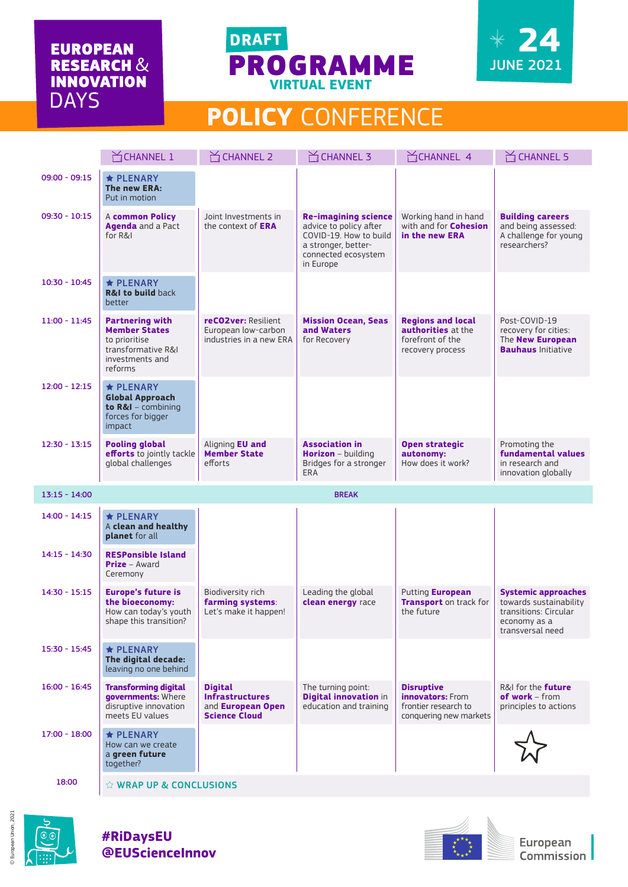# EUROPEAN RESEARCH & INNOVATION DAYS

**DRAFT**

# PROGRAMME

**VIRTUAL EVENT**

**24 JUNE 2021**

## POLICY CONFERENCE

| | CHANNEL 1 | CHANNEL 2 | CHANNEL 3 | CHANNEL 4 | CHANNEL 5 |
|---|---|---|---|---|---|
| 09:00 - 09:15 | ★ PLENARY **The new ERA:** Put in motion | | | | |
| 09:30 - 10:15 | A **common Policy Agenda** and a Pact for R&I | Joint Investments in the context of **ERA** | **Re-imagining science** advice to policy after COVID-19. How to build a stronger, better-connected ecosystem in Europe | Working hand in hand with and for **Cohesion in the new ERA** | **Building careers** and being assessed: A challenge for young researchers? |
| 10:30 - 10:45 | ★ PLENARY **R&I to build** back better | | | | |
| 11:00 - 11:45 | **Partnering with Member States** to prioritise transformative R&I investments and reforms | **reCO2ver:** Resilient European low-carbon industries in a new ERA | **Mission Ocean, Seas and Waters** for Recovery | **Regions and local authorities** at the forefront of the recovery process | Post-COVID-19 recovery for cities: The **New European Bauhaus** Initiative |
| 12:00 - 12:15 | ★ PLENARY **Global Approach to R&I** – combining forces for bigger impact | | | | |
| 12:30 - 13:15 | **Pooling global efforts** to jointly tackle global challenges | Aligning **EU and Member State** efforts | **Association in Horizon** – building Bridges for a stronger ERA | **Open strategic autonomy:** How does it work? | Promoting the **fundamental values** in research and innovation globally |
| 13:15 - 14:00 | BREAK | | | | |
| 14:00 - 14:15 | ★ PLENARY A **clean and healthy planet** for all | | | | |
| 14:15 - 14:30 | **RESPonsible Island Prize** – Award Ceremony | | | | |
| 14:30 - 15:15 | **Europe's future is the bioeconomy:** How can today's youth shape this transition? | Biodiversity rich **farming systems**: Let's make it happen! | Leading the global **clean energy** race | Putting **European Transport** on track for the future | **Systemic approaches** towards sustainability transitions: Circular economy as a transversal need |
| 15:30 - 15:45 | ★ PLENARY **The digital decade:** leaving no one behind | | | | |
| 16:00 - 16:45 | **Transforming digital governments:** Where disruptive innovation meets EU values | **Digital Infrastructures** and **European Open Science Cloud** | The turning point: **Digital innovation** in education and training | **Disruptive innovators:** From frontier research to conquering new markets | R&I for the **future of work** – from principles to actions |
| 17:00 - 18:00 | ★ PLENARY How can we create a **green future** together? | | | | |
| 18:00 | ☆ WRAP UP & CONCLUSIONS | | | | |

**#RiDaysEU**
**@EUScienceInnov**

European Commission

© European Union, 2021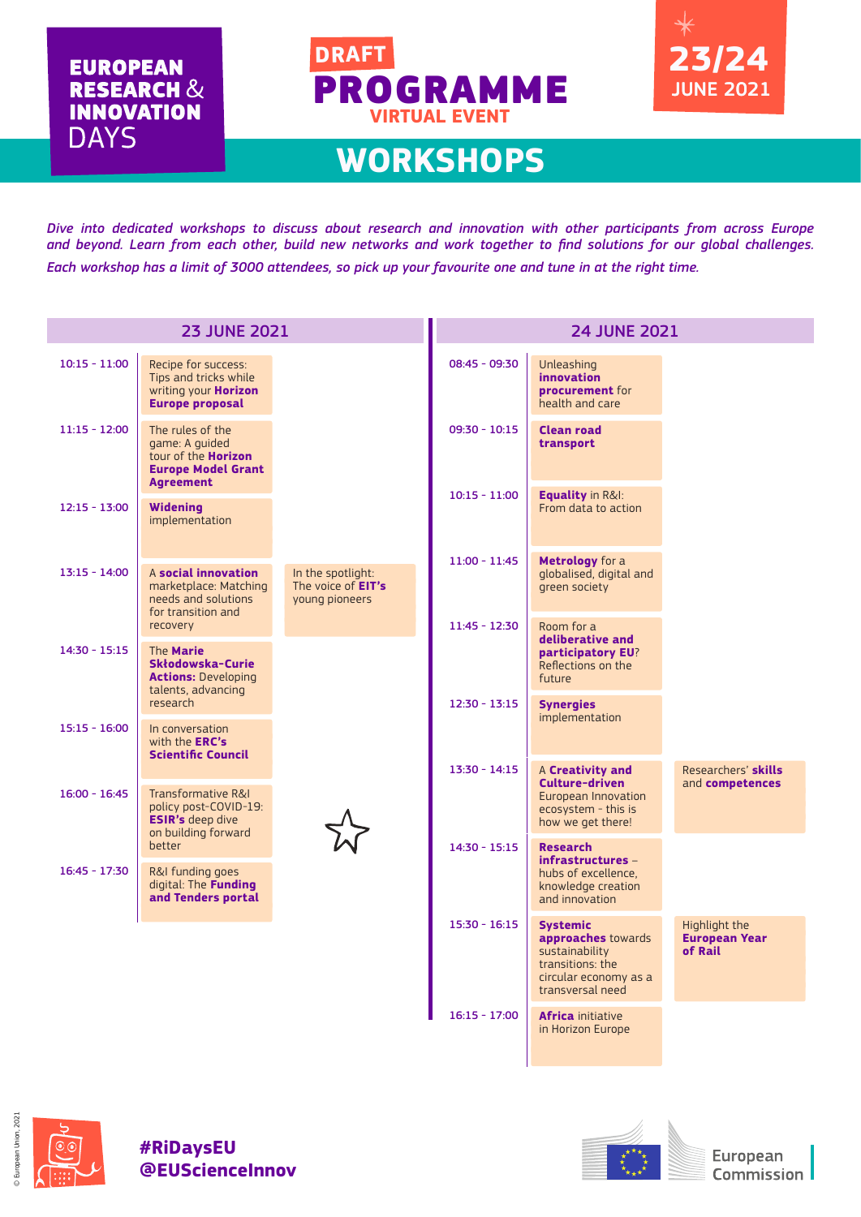# EUROPEAN RESEARCH & INNOVATION DAYS

DRAFT

# PROGRAMME

VIRTUAL EVENT

**23/24 JUNE 2021**

## WORKSHOPS

*Dive into dedicated workshops to discuss about research and innovation with other participants from across Europe and beyond. Learn from each other, build new networks and work together to find solutions for our global challenges. Each workshop has a limit of 3000 attendees, so pick up your favourite one and tune in at the right time.*

### 23 JUNE 2021

| | | |
|---|---|---|
| 10:15 - 11:00 | Recipe for success: Tips and tricks while writing your **Horizon Europe proposal** | |
| 11:15 - 12:00 | The rules of the game: A guided tour of the **Horizon Europe Model Grant Agreement** | |
| 12:15 - 13:00 | **Widening** implementation | |
| 13:15 - 14:00 | A **social innovation** marketplace: Matching needs and solutions for transition and recovery | In the spotlight: The voice of **EIT's** young pioneers |
| 14:30 - 15:15 | The **Marie Skłodowska-Curie Actions:** Developing talents, advancing research | |
| 15:15 - 16:00 | In conversation with the **ERC's Scientific Council** | |
| 16:00 - 16:45 | Transformative R&I policy post-COVID-19: **ESIR's** deep dive on building forward better | |
| 16:45 - 17:30 | R&I funding goes digital: The **Funding and Tenders portal** | |

### 24 JUNE 2021

| | | |
|---|---|---|
| 08:45 - 09:30 | Unleashing **innovation procurement** for health and care | |
| 09:30 - 10:15 | **Clean road transport** | |
| 10:15 - 11:00 | **Equality** in R&I: From data to action | |
| 11:00 - 11:45 | **Metrology** for a globalised, digital and green society | |
| 11:45 - 12:30 | Room for a **deliberative and participatory EU**? Reflections on the future | |
| 12:30 - 13:15 | **Synergies** implementation | |
| 13:30 - 14:15 | A **Creativity and Culture-driven** European Innovation ecosystem - this is how we get there! | Researchers' **skills** and **competences** |
| 14:30 - 15:15 | **Research infrastructures** – hubs of excellence, knowledge creation and innovation | |
| 15:30 - 16:15 | **Systemic approaches** towards sustainability transitions: the circular economy as a transversal need | Highlight the **European Year of Rail** |
| 16:15 - 17:00 | **Africa** initiative in Horizon Europe | |

**#RiDaysEU**
**@EUScienceInnov**

European Commission

© European Union, 2021